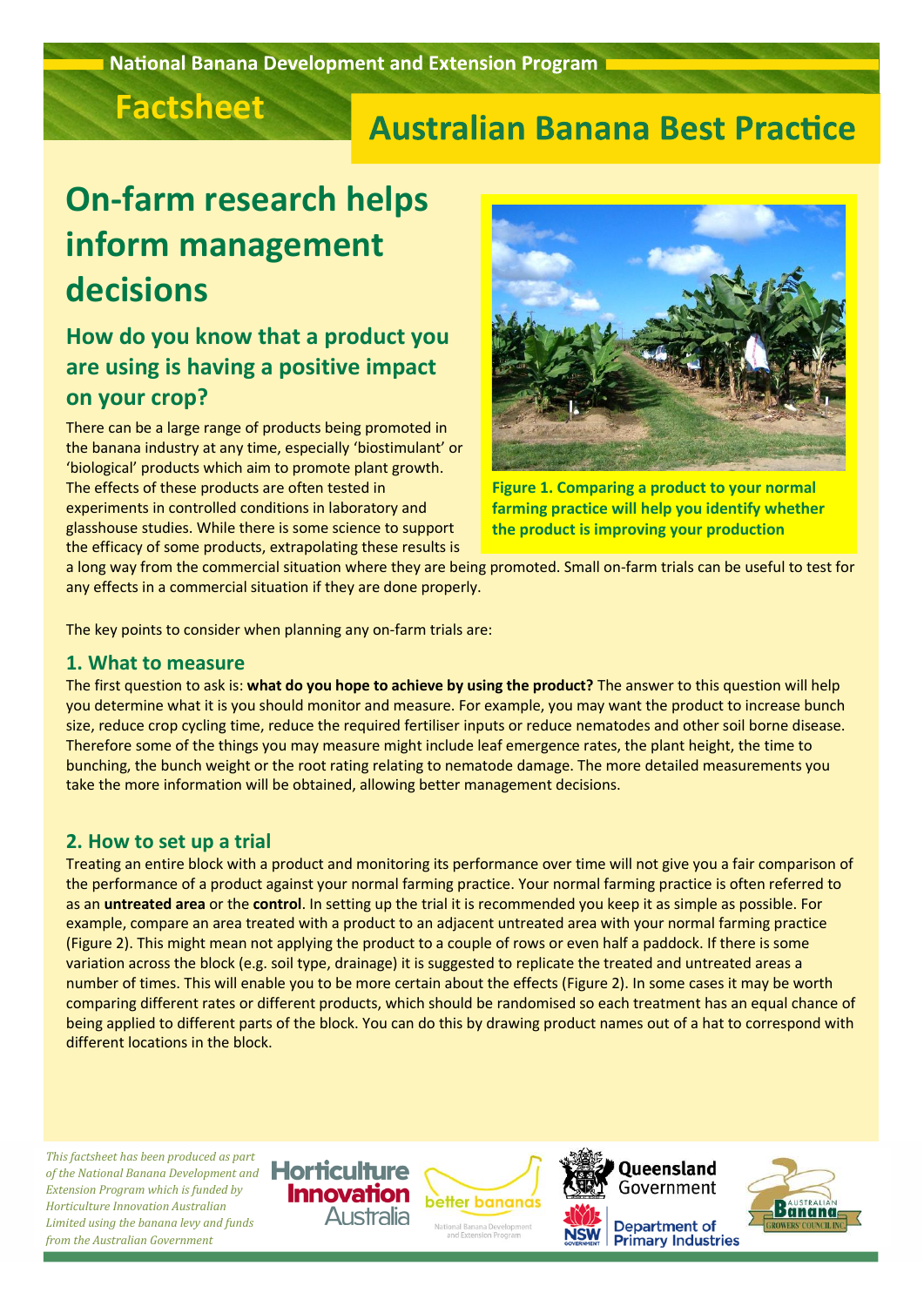National Banana Development and Extension Program

Factsheet

**Australian Banana Best Practice**

# On-farm research helps inform management decisions

## How do you know that a product you are using is having a positive impact on your crop?

There can be a large range of products being promoted in the banana industry at any time, especially 'biostimulant' or 'biological' products which aim to promote plant growth. The effects of these products are often tested in experiments in controlled conditions in laboratory and glasshouse studies. While there is some science to support the efficacy of some products, extrapolating these results is a long way from the commercial situation where they are being promoted. Small on-farm trials can be useful to test for any effects in a commercial situation if they are done properly.

**Figure 1. Comparing a product to your normal farming practice will help you identify whether the product is improving your production**

The key points to consider when planning any on-farm trials are:

### 1. What to measure

The first question to ask is: **what do you hope to achieve by using the product?** The answer to this question will help you determine what it is you should monitor and measure. For example, you may want the product to increase bunch size, reduce crop cycling time, reduce the required fertiliser inputs or reduce nematodes and other soil borne disease. Therefore some of the things you may measure might include leaf emergence rates, the plant height, the time to bunching, the bunch weight or the root rating relating to nematode damage. The more detailed measurements you take the more information will be obtained, allowing better management decisions.

### 2. How to set up a trial

Treating an entire block with a product and monitoring its performance over time will not give you a fair comparison of the performance of a product against your normal farming practice. Your normal farming practice is often referred to as an **untreated area** or the **control**. In setting up the trial it is recommended you keep it as simple as possible. For example, compare an area treated with a product to an adjacent untreated area with your normal farming practice (Figure 2). This might mean not applying the product to a couple of rows or even half a paddock. If there is some variation across the block (e.g. soil type, drainage) it is suggested to replicate the treated and untreated areas a number of times. This will enable you to be more certain about the effects (Figure 2). In some cases it may be worth comparing different rates or different products, which should be randomised so each treatment has an equal chance of being applied to different parts of the block. You can do this by drawing product names out of a hat to correspond with different locations in the block.

*This factsheet has been produced as part of the National Banana Development and Extension Program which is funded by Horticulture Innovation Australian Limited using the banana levy and funds from the Australian Government*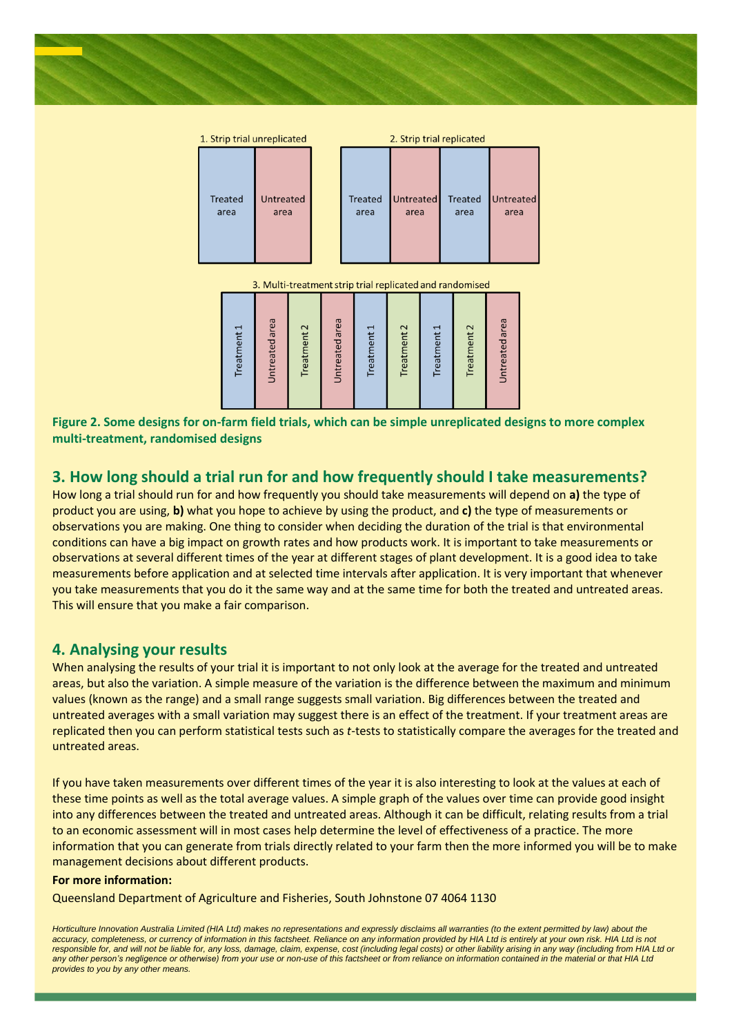1. Strip trial unreplicated

Treated area

Untreated area

2. Strip trial replicated

Treated area

Untreated area

Treated area

Untreated area

3. Multi-treatment strip trial replicated and randomised

Treatment 1

Untreated area

Treatment 2

Untreated area

Treatment 1

Treatment 2

Treatment 1

Treatment 2

Untreated area

**Figure 2. Some designs for on-farm field trials, which can be simple unreplicated designs to more complex multi-treatment, randomised designs**

## 3. How long should a trial run for and how frequently should I take measurements?

How long a trial should run for and how frequently you should take measurements will depend on **a)** the type of product you are using, **b)** what you hope to achieve by using the product, and **c)** the type of measurements or observations you are making. One thing to consider when deciding the duration of the trial is that environmental conditions can have a big impact on growth rates and how products work. It is important to take measurements or observations at several different times of the year at different stages of plant development. It is a good idea to take measurements before application and at selected time intervals after application. It is very important that whenever you take measurements that you do it the same way and at the same time for both the treated and untreated areas. This will ensure that you make a fair comparison.

## 4. Analysing your results

When analysing the results of your trial it is important to not only look at the average for the treated and untreated areas, but also the variation. A simple measure of the variation is the difference between the maximum and minimum values (known as the range) and a small range suggests small variation. Big differences between the treated and untreated averages with a small variation may suggest there is an effect of the treatment. If your treatment areas are replicated then you can perform statistical tests such as *t*-tests to statistically compare the averages for the treated and untreated areas.

If you have taken measurements over different times of the year it is also interesting to look at the values at each of these time points as well as the total average values. A simple graph of the values over time can provide good insight into any differences between the treated and untreated areas. Although it can be difficult, relating results from a trial to an economic assessment will in most cases help determine the level of effectiveness of a practice. The more information that you can generate from trials directly related to your farm then the more informed you will be to make management decisions about different products.

**For more information:**

Queensland Department of Agriculture and Fisheries, South Johnstone 07 4064 1130

*Horticulture Innovation Australia Limited (HIA Ltd) makes no representations and expressly disclaims all warranties (to the extent permitted by law) about the accuracy, completeness, or currency of information in this factsheet. Reliance on any information provided by HIA Ltd is entirely at your own risk. HIA Ltd is not responsible for, and will not be liable for, any loss, damage, claim, expense, cost (including legal costs) or other liability arising in any way (including from HIA Ltd or any other person's negligence or otherwise) from your use or non-use of this factsheet or from reliance on information contained in the material or that HIA Ltd provides to you by any other means.*